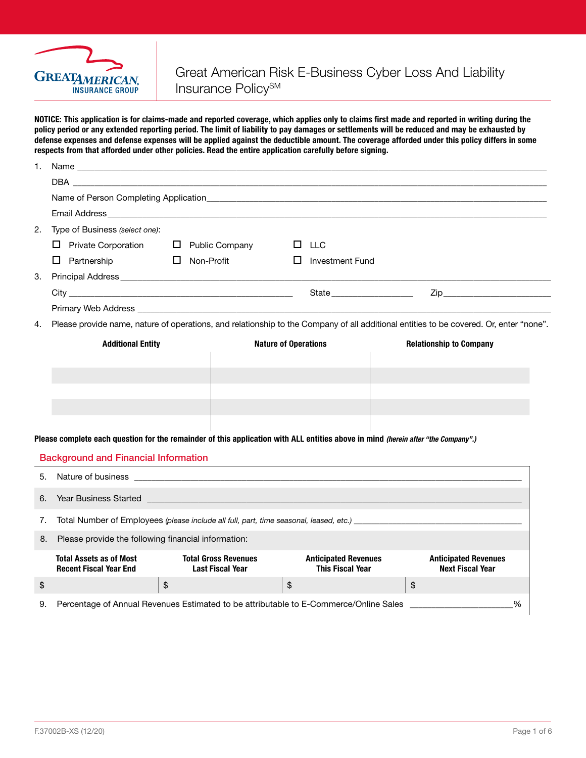# Great American Risk E-Business Cyber Loss And Liability Insurance Policy[SM]

**NOTICE: This application is for claims-made and reported coverage, which applies only to claims first made and reported in writing during the policy period or any extended reporting period. The limit of liability to pay damages or settlements will be reduced and may be exhausted by defense expenses and defense expenses will be applied against the deductible amount. The coverage afforded under this policy differs in some respects from that afforded under other policies. Read the entire application carefully before signing.**

1. Name ______________________________

   DBA ______________________________

   Name of Person Completing Application ______________________________

   Email Address ______________________________

2. Type of Business *(select one)*:

   ☐ Private Corporation ☐ Public Company ☐ LLC

   ☐ Partnership ☐ Non-Profit ☐ Investment Fund

3. Principal Address ______________________________

   City ______________________ State ____________ Zip ____________

   Primary Web Address ______________________________

4. Please provide name, nature of operations, and relationship to the Company of all additional entities to be covered. Or, enter "none".

| Additional Entity | Nature of Operations | Relationship to Company |
|---|---|---|
| | | |
| | | |
| | | |
| | | |
| | | |

**Please complete each question for the remainder of this application with ALL entities above in mind *(herein after "the Company".)***

## Background and Financial Information

5. Nature of business ______________________________

6. Year Business Started ______________________________

7. Total Number of Employees *(please include all full, part, time seasonal, leased, etc.)* ______________________________

8. Please provide the following financial information:

| Total Assets as of Most Recent Fiscal Year End | Total Gross Revenues Last Fiscal Year | Anticipated Revenues This Fiscal Year | Anticipated Revenues Next Fiscal Year |
|---|---|---|---|
| $ | $ | $ | $ |

9. Percentage of Annual Revenues Estimated to be attributable to E-Commerce/Online Sales ____________%

F.37002B-XS (12/20)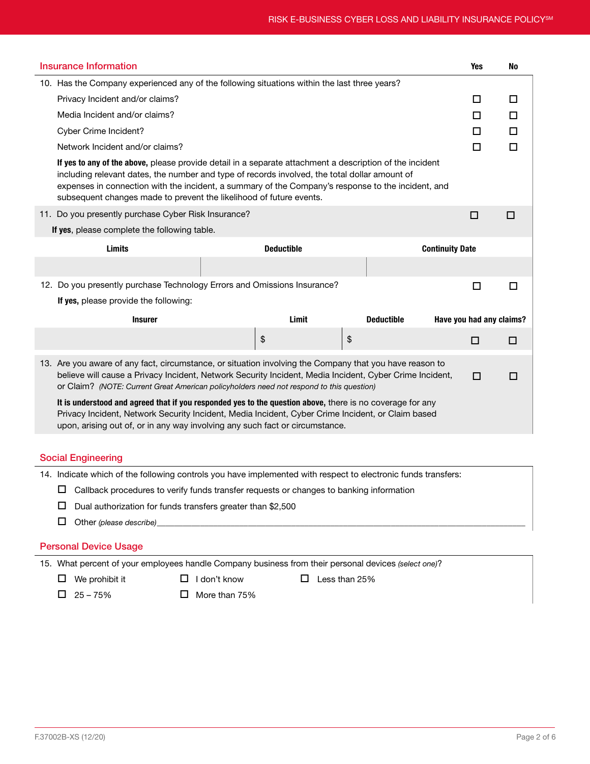## Insurance Information

| | Yes | No |
|---|---|---|
| 10. Has the Company experienced any of the following situations within the last three years? | | |
| Privacy Incident and/or claims? | ☐ | ☐ |
| Media Incident and/or claims? | ☐ | ☐ |
| Cyber Crime Incident? | ☐ | ☐ |
| Network Incident and/or claims? | ☐ | ☐ |

**If yes to any of the above,** please provide detail in a separate attachment a description of the incident including relevant dates, the number and type of records involved, the total dollar amount of expenses in connection with the incident, a summary of the Company's response to the incident, and subsequent changes made to prevent the likelihood of future events.

11. Do you presently purchase Cyber Risk Insurance? ☐ Yes ☐ No

**If yes**, please complete the following table.

| Limits | Deductible | Continuity Date |
|---|---|---|
| | | |

12. Do you presently purchase Technology Errors and Omissions Insurance? ☐ Yes ☐ No

**If yes,** please provide the following:

| Insurer | Limit | Deductible | Have you had any claims? |
|---|---|---|---|
| | $ | $ | ☐ Yes ☐ No |

13. Are you aware of any fact, circumstance, or situation involving the Company that you have reason to believe will cause a Privacy Incident, Network Security Incident, Media Incident, Cyber Crime Incident, or Claim? *(NOTE: Current Great American policyholders need not respond to this question)* ☐ Yes ☐ No

**It is understood and agreed that if you responded yes to the question above,** there is no coverage for any Privacy Incident, Network Security Incident, Media Incident, Cyber Crime Incident, or Claim based upon, arising out of, or in any way involving any such fact or circumstance.

## Social Engineering

14. Indicate which of the following controls you have implemented with respect to electronic funds transfers:

- ☐ Callback procedures to verify funds transfer requests or changes to banking information
- ☐ Dual authorization for funds transfers greater than $2,500
- ☐ Other *(please describe)*\_\_\_\_\_\_\_\_\_\_\_\_\_\_\_\_\_\_\_\_\_\_\_\_\_\_\_\_\_\_\_\_\_\_\_\_\_\_\_\_

## Personal Device Usage

15. What percent of your employees handle Company business from their personal devices *(select one)*?

- ☐ We prohibit it
- ☐ I don't know
- ☐ Less than 25%
- ☐ 25 – 75%
- ☐ More than 75%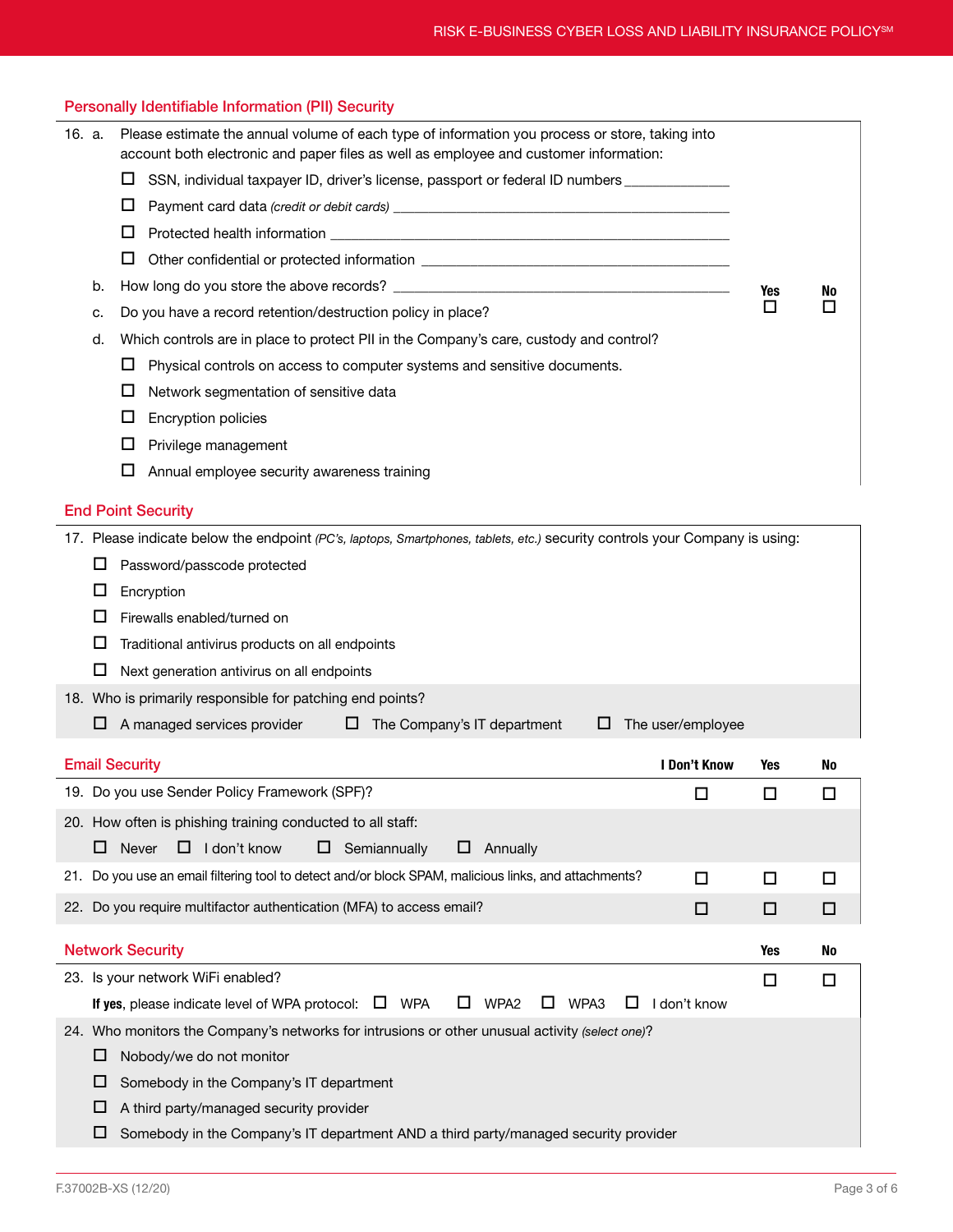## Personally Identifiable Information (PII) Security

16. a. Please estimate the annual volume of each type of information you process or store, taking into account both electronic and paper files as well as employee and customer information:

   - ☐ SSN, individual taxpayer ID, driver's license, passport or federal ID numbers ______________
   - ☐ Payment card data *(credit or debit cards)* ______________
   - ☐ Protected health information ______________
   - ☐ Other confidential or protected information ______________

   b. How long do you store the above records? ______________

   c. Do you have a record retention/destruction policy in place? Yes ☐ No ☐

   d. Which controls are in place to protect PII in the Company's care, custody and control?

   - ☐ Physical controls on access to computer systems and sensitive documents.
   - ☐ Network segmentation of sensitive data
   - ☐ Encryption policies
   - ☐ Privilege management
   - ☐ Annual employee security awareness training

## End Point Security

17. Please indicate below the endpoint *(PC's, laptops, Smartphones, tablets, etc.)* security controls your Company is using:

   - ☐ Password/passcode protected
   - ☐ Encryption
   - ☐ Firewalls enabled/turned on
   - ☐ Traditional antivirus products on all endpoints
   - ☐ Next generation antivirus on all endpoints

18. Who is primarily responsible for patching end points?

   ☐ A managed services provider ☐ The Company's IT department ☐ The user/employee

## Email Security

| | I Don't Know | Yes | No |
|---|---|---|---|
| 19. Do you use Sender Policy Framework (SPF)? | ☐ | ☐ | ☐ |
| 20. How often is phishing training conducted to all staff: ☐ Never ☐ I don't know ☐ Semiannually ☐ Annually | | | |
| 21. Do you use an email filtering tool to detect and/or block SPAM, malicious links, and attachments? | ☐ | ☐ | ☐ |
| 22. Do you require multifactor authentication (MFA) to access email? | ☐ | ☐ | ☐ |

## Network Security

| | Yes | No |
|---|---|---|
| 23. Is your network WiFi enabled? | ☐ | ☐ |
| **If yes**, please indicate level of WPA protocol: ☐ WPA ☐ WPA2 ☐ WPA3 ☐ I don't know | | |

24. Who monitors the Company's networks for intrusions or other unusual activity *(select one)*?

   - ☐ Nobody/we do not monitor
   - ☐ Somebody in the Company's IT department
   - ☐ A third party/managed security provider
   - ☐ Somebody in the Company's IT department AND a third party/managed security provider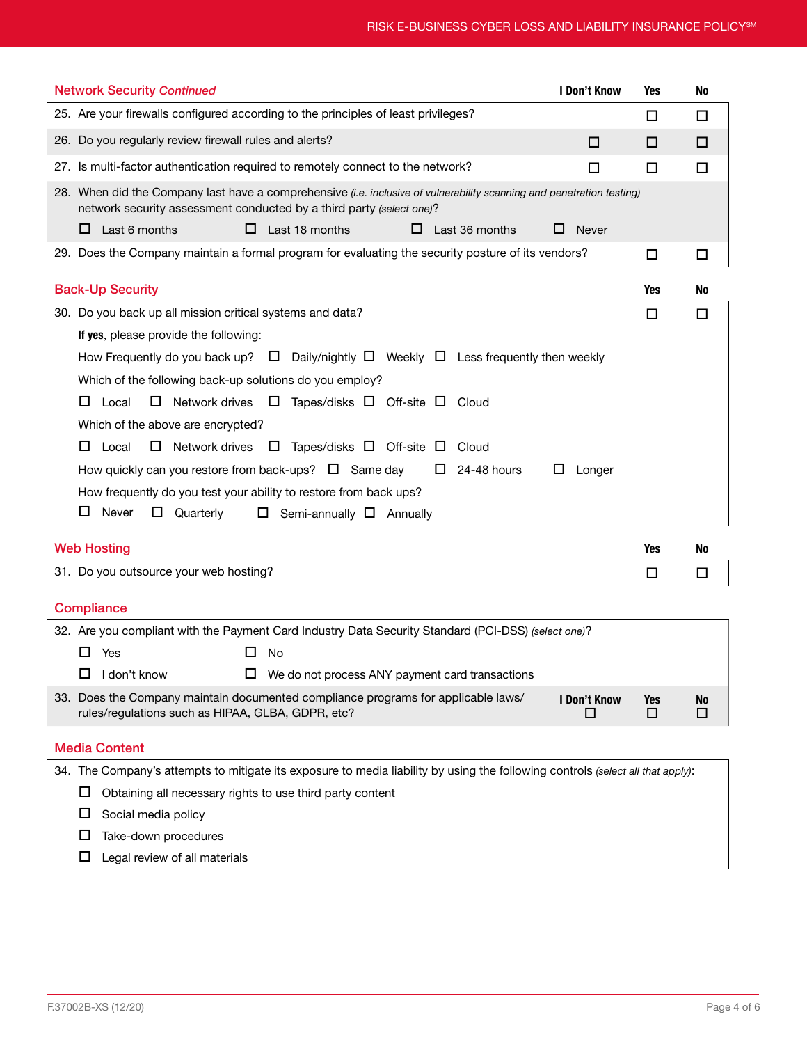## Network Security *Continued*

| | I Don't Know | Yes | No |
|---|---|---|---|
| 25. Are your firewalls configured according to the principles of least privileges? | | ☐ | ☐ |
| 26. Do you regularly review firewall rules and alerts? | ☐ | ☐ | ☐ |
| 27. Is multi-factor authentication required to remotely connect to the network? | ☐ | ☐ | ☐ |

28. When did the Company last have a comprehensive *(i.e. inclusive of vulnerability scanning and penetration testing)* network security assessment conducted by a third party *(select one)*?

☐ Last 6 months ☐ Last 18 months ☐ Last 36 months ☐ Never

| | Yes | No |
|---|---|---|
| 29. Does the Company maintain a formal program for evaluating the security posture of its vendors? | ☐ | ☐ |

## Back-Up Security

| | Yes | No |
|---|---|---|
| 30. Do you back up all mission critical systems and data? | ☐ | ☐ |

**If yes**, please provide the following:

How Frequently do you back up? ☐ Daily/nightly ☐ Weekly ☐ Less frequently then weekly

Which of the following back-up solutions do you employ?

☐ Local ☐ Network drives ☐ Tapes/disks ☐ Off-site ☐ Cloud

Which of the above are encrypted?

☐ Local ☐ Network drives ☐ Tapes/disks ☐ Off-site ☐ Cloud

How quickly can you restore from back-ups? ☐ Same day ☐ 24-48 hours ☐ Longer

How frequently do you test your ability to restore from back ups?

☐ Never ☐ Quarterly ☐ Semi-annually ☐ Annually

## Web Hosting

| | Yes | No |
|---|---|---|
| 31. Do you outsource your web hosting? | ☐ | ☐ |

## Compliance

32. Are you compliant with the Payment Card Industry Data Security Standard (PCI-DSS) *(select one)*?

☐ Yes ☐ No

☐ I don't know ☐ We do not process ANY payment card transactions

| | I Don't Know | Yes | No |
|---|---|---|---|
| 33. Does the Company maintain documented compliance programs for applicable laws/rules/regulations such as HIPAA, GLBA, GDPR, etc? | ☐ | ☐ | ☐ |

## Media Content

34. The Company's attempts to mitigate its exposure to media liability by using the following controls *(select all that apply)*:

☐ Obtaining all necessary rights to use third party content

☐ Social media policy

☐ Take-down procedures

☐ Legal review of all materials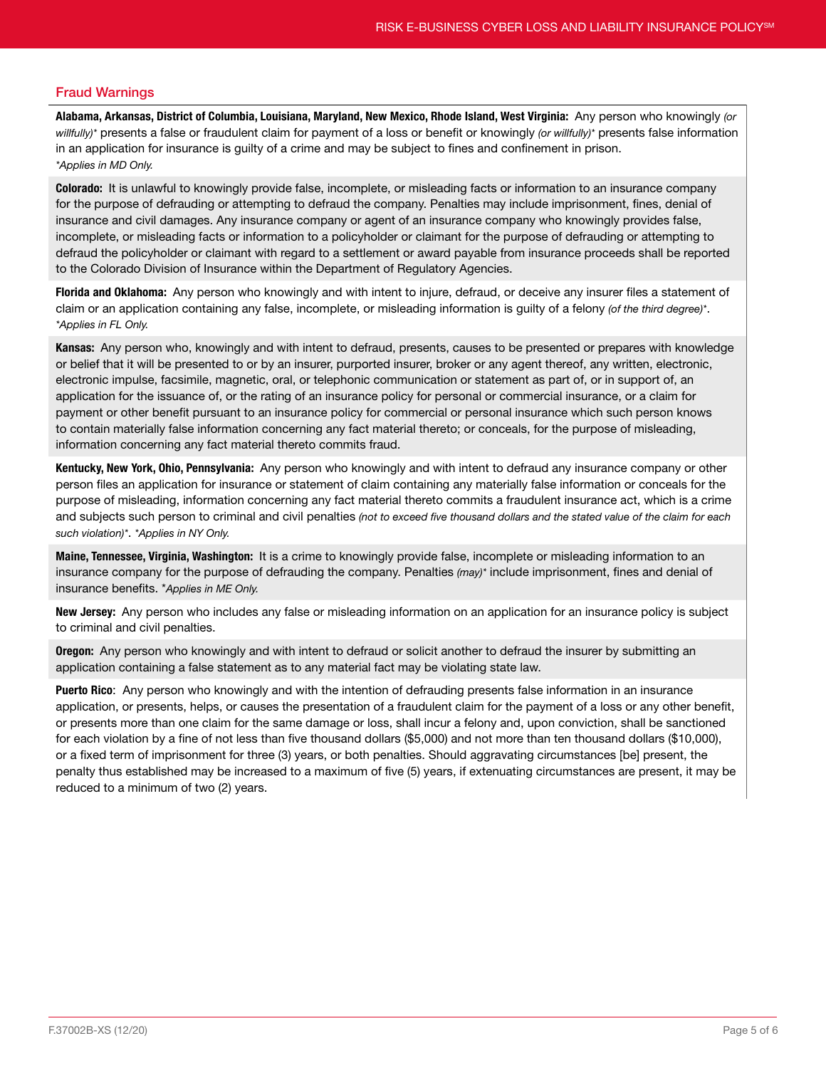## Fraud Warnings

**Alabama, Arkansas, District of Columbia, Louisiana, Maryland, New Mexico, Rhode Island, West Virginia:** Any person who knowingly *(or willfully)** presents a false or fraudulent claim for payment of a loss or benefit or knowingly *(or willfully)** presents false information in an application for insurance is guilty of a crime and may be subject to fines and confinement in prison.
**Applies in MD Only.*

**Colorado:** It is unlawful to knowingly provide false, incomplete, or misleading facts or information to an insurance company for the purpose of defrauding or attempting to defraud the company. Penalties may include imprisonment, fines, denial of insurance and civil damages. Any insurance company or agent of an insurance company who knowingly provides false, incomplete, or misleading facts or information to a policyholder or claimant for the purpose of defrauding or attempting to defraud the policyholder or claimant with regard to a settlement or award payable from insurance proceeds shall be reported to the Colorado Division of Insurance within the Department of Regulatory Agencies.

**Florida and Oklahoma:** Any person who knowingly and with intent to injure, defraud, or deceive any insurer files a statement of claim or an application containing any false, incomplete, or misleading information is guilty of a felony *(of the third degree)**.
**Applies in FL Only.*

**Kansas:** Any person who, knowingly and with intent to defraud, presents, causes to be presented or prepares with knowledge or belief that it will be presented to or by an insurer, purported insurer, broker or any agent thereof, any written, electronic, electronic impulse, facsimile, magnetic, oral, or telephonic communication or statement as part of, or in support of, an application for the issuance of, or the rating of an insurance policy for personal or commercial insurance, or a claim for payment or other benefit pursuant to an insurance policy for commercial or personal insurance which such person knows to contain materially false information concerning any fact material thereto; or conceals, for the purpose of misleading, information concerning any fact material thereto commits fraud.

**Kentucky, New York, Ohio, Pennsylvania:** Any person who knowingly and with intent to defraud any insurance company or other person files an application for insurance or statement of claim containing any materially false information or conceals for the purpose of misleading, information concerning any fact material thereto commits a fraudulent insurance act, which is a crime and subjects such person to criminal and civil penalties *(not to exceed five thousand dollars and the stated value of the claim for each such violation)**. **Applies in NY Only.*

**Maine, Tennessee, Virginia, Washington:** It is a crime to knowingly provide false, incomplete or misleading information to an insurance company for the purpose of defrauding the company. Penalties *(may)** include imprisonment, fines and denial of insurance benefits. **Applies in ME Only.*

**New Jersey:** Any person who includes any false or misleading information on an application for an insurance policy is subject to criminal and civil penalties.

**Oregon:** Any person who knowingly and with intent to defraud or solicit another to defraud the insurer by submitting an application containing a false statement as to any material fact may be violating state law.

**Puerto Rico**: Any person who knowingly and with the intention of defrauding presents false information in an insurance application, or presents, helps, or causes the presentation of a fraudulent claim for the payment of a loss or any other benefit, or presents more than one claim for the same damage or loss, shall incur a felony and, upon conviction, shall be sanctioned for each violation by a fine of not less than five thousand dollars ($5,000) and not more than ten thousand dollars ($10,000), or a fixed term of imprisonment for three (3) years, or both penalties. Should aggravating circumstances [be] present, the penalty thus established may be increased to a maximum of five (5) years, if extenuating circumstances are present, it may be reduced to a minimum of two (2) years.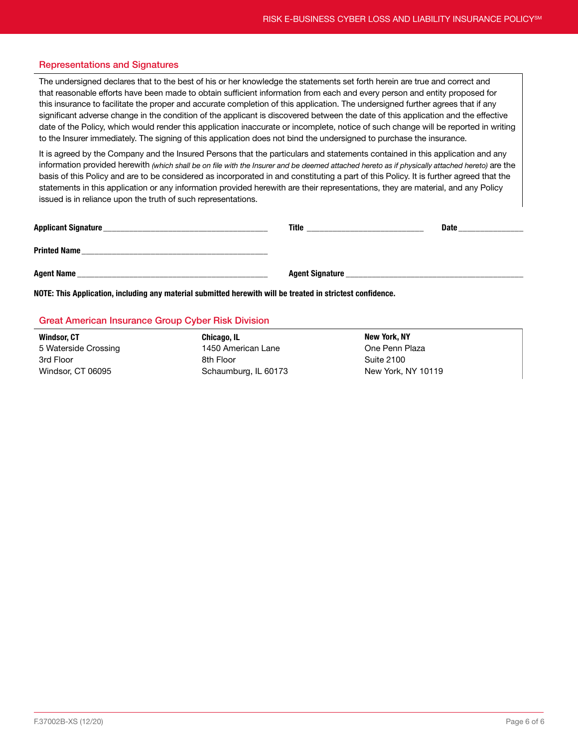## Representations and Signatures

The undersigned declares that to the best of his or her knowledge the statements set forth herein are true and correct and that reasonable efforts have been made to obtain sufficient information from each and every person and entity proposed for this insurance to facilitate the proper and accurate completion of this application. The undersigned further agrees that if any significant adverse change in the condition of the applicant is discovered between the date of this application and the effective date of the Policy, which would render this application inaccurate or incomplete, notice of such change will be reported in writing to the Insurer immediately. The signing of this application does not bind the undersigned to purchase the insurance.

It is agreed by the Company and the Insured Persons that the particulars and statements contained in this application and any information provided herewith *(which shall be on file with the Insurer and be deemed attached hereto as if physically attached hereto)* are the basis of this Policy and are to be considered as incorporated in and constituting a part of this Policy. It is further agreed that the statements in this application or any information provided herewith are their representations, they are material, and any Policy issued is in reliance upon the truth of such representations.

**Applicant Signature** ______________________________ **Title** ____________________ **Date** ____________

**Printed Name** ______________________________

**Agent Name** ______________________________ **Agent Signature** ______________________________

**NOTE: This Application, including any material submitted herewith will be treated in strictest confidence.**

## Great American Insurance Group Cyber Risk Division

**Windsor, CT**
5 Waterside Crossing
3rd Floor
Windsor, CT 06095

**Chicago, IL**
1450 American Lane
8th Floor
Schaumburg, IL 60173

**New York, NY**
One Penn Plaza
Suite 2100
New York, NY 10119